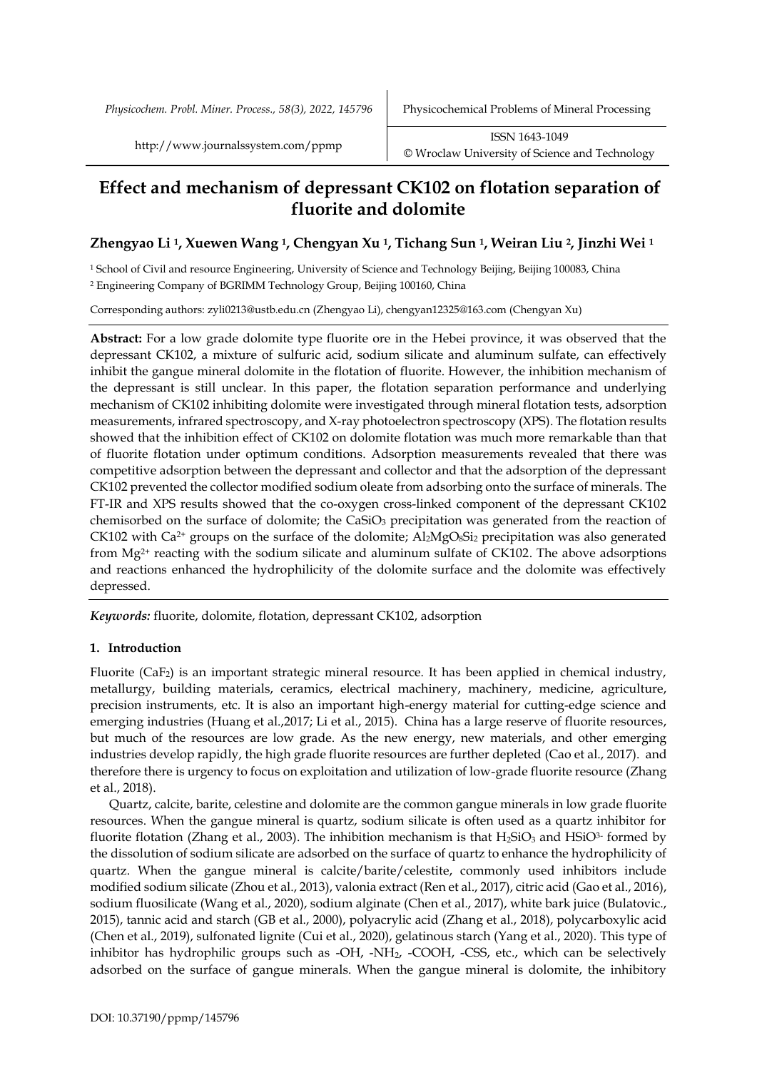# Effect and mechanism of depressant CK102 on flotation separation of fluorite and dolomite

**Zhengyao Li [1], Xuewen Wang [1], Chengyan Xu [1], Tichang Sun [1], Weiran Liu [2], Jinzhi Wei [1]**

[1] School of Civil and resource Engineering, University of Science and Technology Beijing, Beijing 100083, China

[2] Engineering Company of BGRIMM Technology Group, Beijing 100160, China

Corresponding authors: zyli0213@ustb.edu.cn (Zhengyao Li), chengyan12325@163.com (Chengyan Xu)

**Abstract:** For a low grade dolomite type fluorite ore in the Hebei province, it was observed that the depressant CK102, a mixture of sulfuric acid, sodium silicate and aluminum sulfate, can effectively inhibit the gangue mineral dolomite in the flotation of fluorite. However, the inhibition mechanism of the depressant is still unclear. In this paper, the flotation separation performance and underlying mechanism of CK102 inhibiting dolomite were investigated through mineral flotation tests, adsorption measurements, infrared spectroscopy, and X-ray photoelectron spectroscopy (XPS). The flotation results showed that the inhibition effect of CK102 on dolomite flotation was much more remarkable than that of fluorite flotation under optimum conditions. Adsorption measurements revealed that there was competitive adsorption between the depressant and collector and that the adsorption of the depressant CK102 prevented the collector modified sodium oleate from adsorbing onto the surface of minerals. The FT-IR and XPS results showed that the co-oxygen cross-linked component of the depressant CK102 chemisorbed on the surface of dolomite; the $CaSiO_3$ precipitation was generated from the reaction of CK102 with $Ca^{2+}$ groups on the surface of the dolomite; $Al_2MgO_8Si_2$ precipitation was also generated from $Mg^{2+}$ reacting with the sodium silicate and aluminum sulfate of CK102. The above adsorptions and reactions enhanced the hydrophilicity of the dolomite surface and the dolomite was effectively depressed.

***Keywords:*** fluorite, dolomite, flotation, depressant CK102, adsorption

## 1. Introduction

Fluorite ($CaF_2$) is an important strategic mineral resource. It has been applied in chemical industry, metallurgy, building materials, ceramics, electrical machinery, machinery, medicine, agriculture, precision instruments, etc. It is also an important high-energy material for cutting-edge science and emerging industries (Huang et al.,2017; Li et al., 2015). China has a large reserve of fluorite resources, but much of the resources are low grade. As the new energy, new materials, and other emerging industries develop rapidly, the high grade fluorite resources are further depleted (Cao et al., 2017). and therefore there is urgency to focus on exploitation and utilization of low-grade fluorite resource (Zhang et al., 2018).

Quartz, calcite, barite, celestine and dolomite are the common gangue minerals in low grade fluorite resources. When the gangue mineral is quartz, sodium silicate is often used as a quartz inhibitor for fluorite flotation (Zhang et al., 2003). The inhibition mechanism is that $H_2SiO_3$ and $HSiO^{3-}$ formed by the dissolution of sodium silicate are adsorbed on the surface of quartz to enhance the hydrophilicity of quartz. When the gangue mineral is calcite/barite/celestite, commonly used inhibitors include modified sodium silicate (Zhou et al., 2013), valonia extract (Ren et al., 2017), citric acid (Gao et al., 2016), sodium fluosilicate (Wang et al., 2020), sodium alginate (Chen et al., 2017), white bark juice (Bulatovic., 2015), tannic acid and starch (GB et al., 2000), polyacrylic acid (Zhang et al., 2018), polycarboxylic acid (Chen et al., 2019), sulfonated lignite (Cui et al., 2020), gelatinous starch (Yang et al., 2020). This type of inhibitor has hydrophilic groups such as -OH, $-NH_2$, -COOH, -CSS, etc., which can be selectively adsorbed on the surface of gangue minerals. When the gangue mineral is dolomite, the inhibitory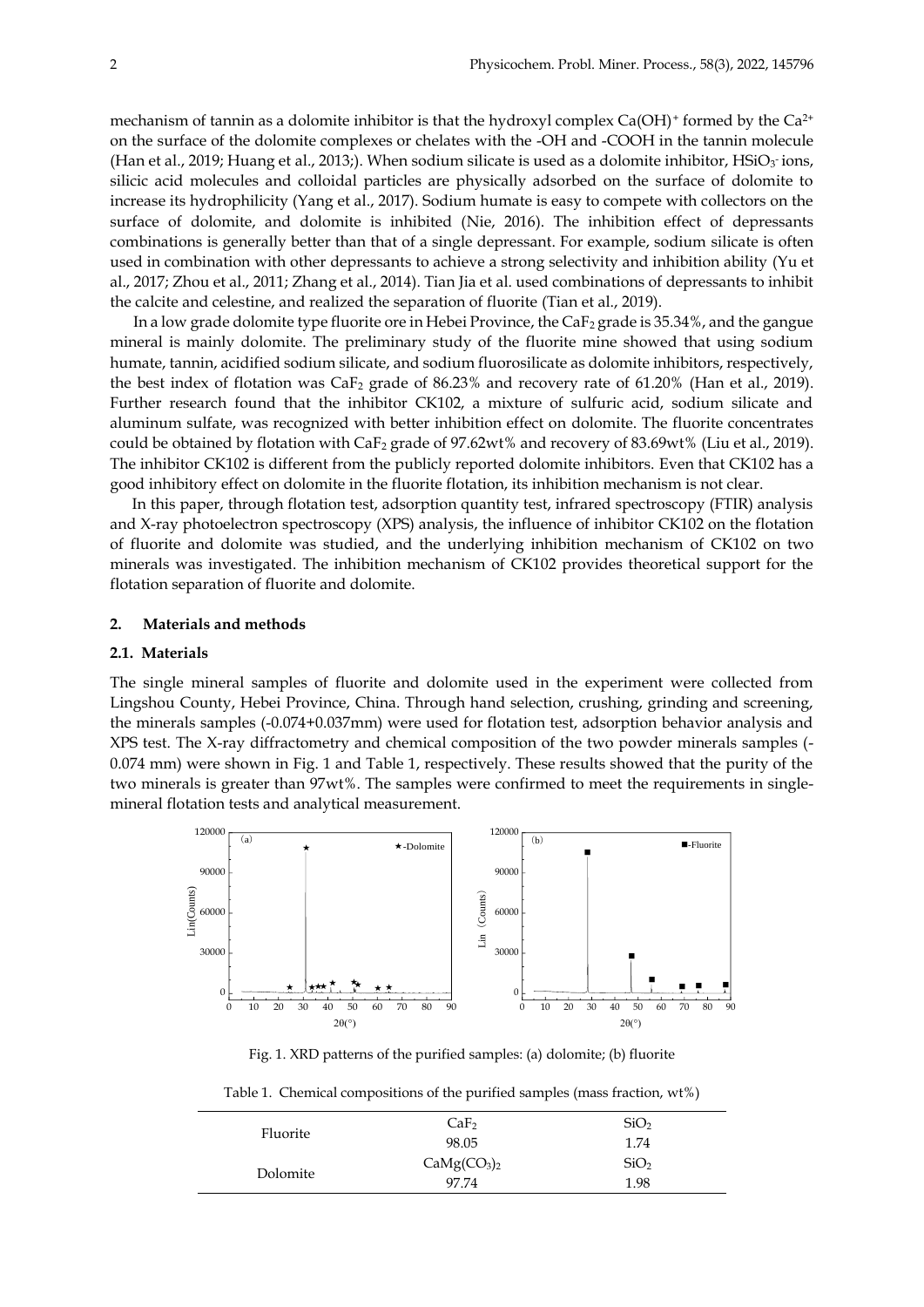mechanism of tannin as a dolomite inhibitor is that the hydroxyl complex $Ca(OH)^+$ formed by the $Ca^{2+}$ on the surface of the dolomite complexes or chelates with the -OH and -COOH in the tannin molecule (Han et al., 2019; Huang et al., 2013;). When sodium silicate is used as a dolomite inhibitor, $HSiO_3^-$ ions, silicic acid molecules and colloidal particles are physically adsorbed on the surface of dolomite to increase its hydrophilicity (Yang et al., 2017). Sodium humate is easy to compete with collectors on the surface of dolomite, and dolomite is inhibited (Nie, 2016). The inhibition effect of depressants combinations is generally better than that of a single depressant. For example, sodium silicate is often used in combination with other depressants to achieve a strong selectivity and inhibition ability (Yu et al., 2017; Zhou et al., 2011; Zhang et al., 2014). Tian Jia et al. used combinations of depressants to inhibit the calcite and celestine, and realized the separation of fluorite (Tian et al., 2019).

In a low grade dolomite type fluorite ore in Hebei Province, the $CaF_2$ grade is 35.34%, and the gangue mineral is mainly dolomite. The preliminary study of the fluorite mine showed that using sodium humate, tannin, acidified sodium silicate, and sodium fluorosilicate as dolomite inhibitors, respectively, the best index of flotation was $CaF_2$ grade of 86.23% and recovery rate of 61.20% (Han et al., 2019). Further research found that the inhibitor CK102, a mixture of sulfuric acid, sodium silicate and aluminum sulfate, was recognized with better inhibition effect on dolomite. The fluorite concentrates could be obtained by flotation with $CaF_2$ grade of 97.62wt% and recovery of 83.69wt% (Liu et al., 2019). The inhibitor CK102 is different from the publicly reported dolomite inhibitors. Even that CK102 has a good inhibitory effect on dolomite in the fluorite flotation, its inhibition mechanism is not clear.

In this paper, through flotation test, adsorption quantity test, infrared spectroscopy (FTIR) analysis and X-ray photoelectron spectroscopy (XPS) analysis, the influence of inhibitor CK102 on the flotation of fluorite and dolomite was studied, and the underlying inhibition mechanism of CK102 on two minerals was investigated. The inhibition mechanism of CK102 provides theoretical support for the flotation separation of fluorite and dolomite.

## 2. Materials and methods

### 2.1. Materials

The single mineral samples of fluorite and dolomite used in the experiment were collected from Lingshou County, Hebei Province, China. Through hand selection, crushing, grinding and screening, the minerals samples (-0.074+0.037mm) were used for flotation test, adsorption behavior analysis and XPS test. The X-ray diffractometry and chemical composition of the two powder minerals samples (-0.074 mm) were shown in Fig. 1 and Table 1, respectively. These results showed that the purity of the two minerals is greater than 97wt%. The samples were confirmed to meet the requirements in single-mineral flotation tests and analytical measurement.

Fig. 1. XRD patterns of the purified samples: (a) dolomite; (b) fluorite

Table 1. Chemical compositions of the purified samples (mass fraction, wt%)

| | | |
|---|---|---|
| Fluorite | $CaF_2$ | $SiO_2$ |
| | 98.05 | 1.74 |
| Dolomite | $CaMg(CO_3)_2$ | $SiO_2$ |
| | 97.74 | 1.98 |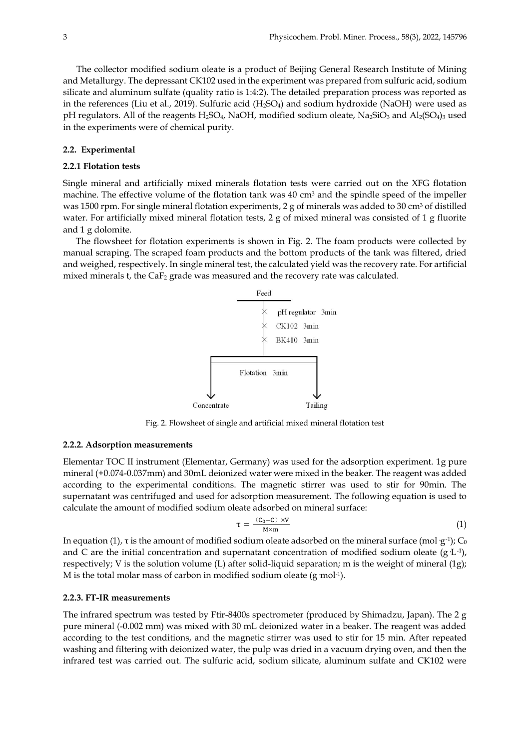The collector modified sodium oleate is a product of Beijing General Research Institute of Mining and Metallurgy. The depressant CK102 used in the experiment was prepared from sulfuric acid, sodium silicate and aluminum sulfate (quality ratio is 1:4:2). The detailed preparation process was reported as in the references (Liu et al., 2019). Sulfuric acid ($H_2SO_4$) and sodium hydroxide (NaOH) were used as pH regulators. All of the reagents $H_2SO_4$, NaOH, modified sodium oleate, $Na_2SiO_3$ and $Al_2(SO_4)_3$ used in the experiments were of chemical purity.

### 2.2. Experimental

#### 2.2.1 Flotation tests

Single mineral and artificially mixed minerals flotation tests were carried out on the XFG flotation machine. The effective volume of the flotation tank was 40 $cm^3$ and the spindle speed of the impeller was 1500 rpm. For single mineral flotation experiments, 2 g of minerals was added to 30 $cm^3$ of distilled water. For artificially mixed mineral flotation tests, 2 g of mixed mineral was consisted of 1 g fluorite and 1 g dolomite.

The flowsheet for flotation experiments is shown in Fig. 2. The foam products were collected by manual scraping. The scraped foam products and the bottom products of the tank was filtered, dried and weighed, respectively. In single mineral test, the calculated yield was the recovery rate. For artificial mixed minerals t, the $CaF_2$ grade was measured and the recovery rate was calculated.

Feed
pH regulator 3min
CK102 3min
BK410 3min
Flotation 3min
Concentrate
Tailing

Fig. 2. Flowsheet of single and artificial mixed mineral flotation test

#### 2.2.2. Adsorption measurements

Elementar TOC II instrument (Elementar, Germany) was used for the adsorption experiment. 1g pure mineral (+0.074-0.037mm) and 30mL deionized water were mixed in the beaker. The reagent was added according to the experimental conditions. The magnetic stirrer was used to stir for 90min. The supernatant was centrifuged and used for adsorption measurement. The following equation is used to calculate the amount of modified sodium oleate adsorbed on mineral surface:

$$\tau = \frac{(C_0 - C) \times V}{M \times m} \tag{1}$$

In equation (1), $\tau$ is the amount of modified sodium oleate adsorbed on the mineral surface (mol·$g^{-1}$); $C_0$ and C are the initial concentration and supernatant concentration of modified sodium oleate (g·$L^{-1}$), respectively; V is the solution volume (L) after solid-liquid separation; m is the weight of mineral (1g); M is the total molar mass of carbon in modified sodium oleate (g·$mol^{-1}$).

#### 2.2.3. FT-IR measurements

The infrared spectrum was tested by Ftir-8400s spectrometer (produced by Shimadzu, Japan). The 2 g pure mineral (-0.002 mm) was mixed with 30 mL deionized water in a beaker. The reagent was added according to the test conditions, and the magnetic stirrer was used to stir for 15 min. After repeated washing and filtering with deionized water, the pulp was dried in a vacuum drying oven, and then the infrared test was carried out. The sulfuric acid, sodium silicate, aluminum sulfate and CK102 were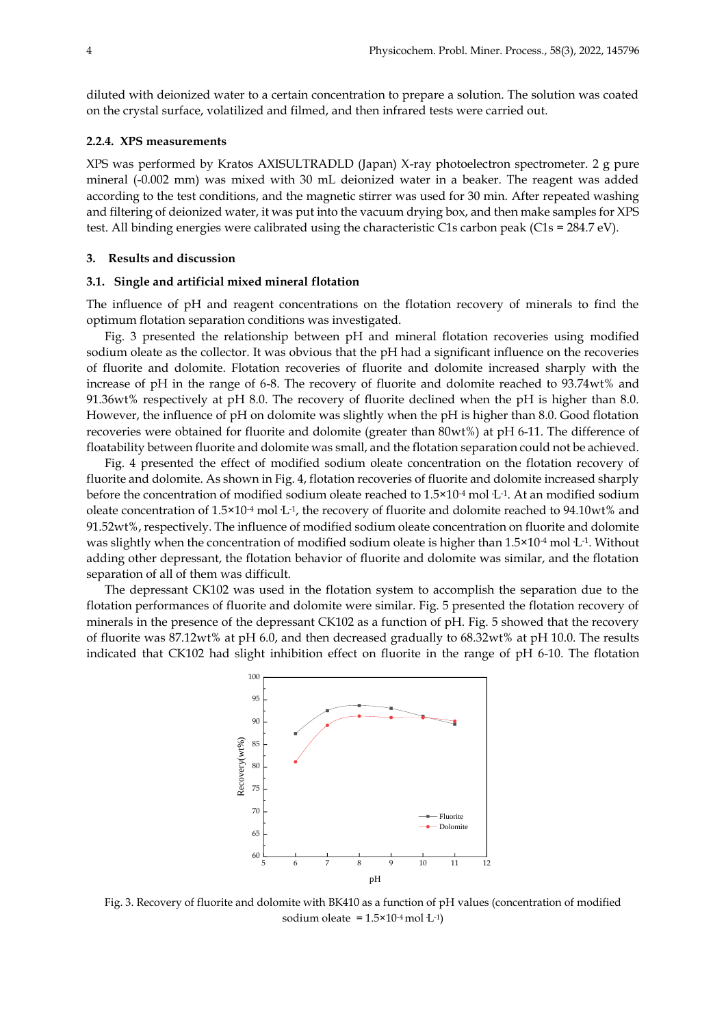diluted with deionized water to a certain concentration to prepare a solution. The solution was coated on the crystal surface, volatilized and filmed, and then infrared tests were carried out.

#### 2.2.4. XPS measurements

XPS was performed by Kratos AXISULTRADLD (Japan) X-ray photoelectron spectrometer. 2 g pure mineral (-0.002 mm) was mixed with 30 mL deionized water in a beaker. The reagent was added according to the test conditions, and the magnetic stirrer was used for 30 min. After repeated washing and filtering of deionized water, it was put into the vacuum drying box, and then make samples for XPS test. All binding energies were calibrated using the characteristic C1s carbon peak (C1s = 284.7 eV).

## 3. Results and discussion

### 3.1. Single and artificial mixed mineral flotation

The influence of pH and reagent concentrations on the flotation recovery of minerals to find the optimum flotation separation conditions was investigated.

Fig. 3 presented the relationship between pH and mineral flotation recoveries using modified sodium oleate as the collector. It was obvious that the pH had a significant influence on the recoveries of fluorite and dolomite. Flotation recoveries of fluorite and dolomite increased sharply with the increase of pH in the range of 6-8. The recovery of fluorite and dolomite reached to 93.74wt% and 91.36wt% respectively at pH 8.0. The recovery of fluorite declined when the pH is higher than 8.0. However, the influence of pH on dolomite was slightly when the pH is higher than 8.0. Good flotation recoveries were obtained for fluorite and dolomite (greater than 80wt%) at pH 6-11. The difference of floatability between fluorite and dolomite was small, and the flotation separation could not be achieved.

Fig. 4 presented the effect of modified sodium oleate concentration on the flotation recovery of fluorite and dolomite. As shown in Fig. 4, flotation recoveries of fluorite and dolomite increased sharply before the concentration of modified sodium oleate reached to $1.5\times10^{-4}$ mol·L$^{-1}$. At an modified sodium oleate concentration of $1.5\times10^{-4}$ mol·L$^{-1}$, the recovery of fluorite and dolomite reached to 94.10wt% and 91.52wt%, respectively. The influence of modified sodium oleate concentration on fluorite and dolomite was slightly when the concentration of modified sodium oleate is higher than $1.5\times10^{-4}$ mol·L$^{-1}$. Without adding other depressant, the flotation behavior of fluorite and dolomite was similar, and the flotation separation of all of them was difficult.

The depressant CK102 was used in the flotation system to accomplish the separation due to the flotation performances of fluorite and dolomite were similar. Fig. 5 presented the flotation recovery of minerals in the presence of the depressant CK102 as a function of pH. Fig. 5 showed that the recovery of fluorite was 87.12wt% at pH 6.0, and then decreased gradually to 68.32wt% at pH 10.0. The results indicated that CK102 had slight inhibition effect on fluorite in the range of pH 6-10. The flotation

Fig. 3. Recovery of fluorite and dolomite with BK410 as a function of pH values (concentration of modified sodium oleate = $1.5\times10^{-4}$ mol·L$^{-1}$)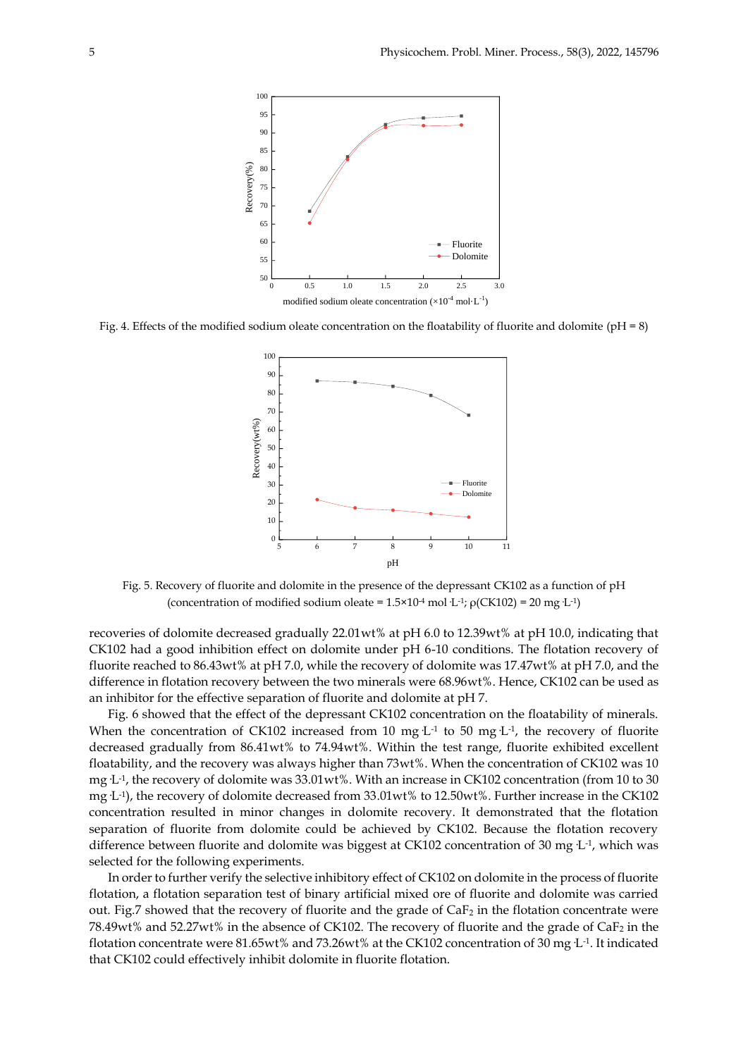Fig. 4. Effects of the modified sodium oleate concentration on the floatability of fluorite and dolomite (pH = 8)

Fig. 5. Recovery of fluorite and dolomite in the presence of the depressant CK102 as a function of pH (concentration of modified sodium oleate = $1.5 \times 10^{-4}$ mol·L$^{-1}$; ρ(CK102) = 20 mg·L$^{-1}$)

recoveries of dolomite decreased gradually 22.01wt% at pH 6.0 to 12.39wt% at pH 10.0, indicating that CK102 had a good inhibition effect on dolomite under pH 6-10 conditions. The flotation recovery of fluorite reached to 86.43wt% at pH 7.0, while the recovery of dolomite was 17.47wt% at pH 7.0, and the difference in flotation recovery between the two minerals were 68.96wt%. Hence, CK102 can be used as an inhibitor for the effective separation of fluorite and dolomite at pH 7.

Fig. 6 showed that the effect of the depressant CK102 concentration on the floatability of minerals. When the concentration of CK102 increased from 10 mg·L$^{-1}$ to 50 mg·L$^{-1}$, the recovery of fluorite decreased gradually from 86.41wt% to 74.94wt%. Within the test range, fluorite exhibited excellent floatability, and the recovery was always higher than 73wt%. When the concentration of CK102 was 10 mg·L$^{-1}$, the recovery of dolomite was 33.01wt%. With an increase in CK102 concentration (from 10 to 30 mg·L$^{-1}$), the recovery of dolomite decreased from 33.01wt% to 12.50wt%. Further increase in the CK102 concentration resulted in minor changes in dolomite recovery. It demonstrated that the flotation separation of fluorite from dolomite could be achieved by CK102. Because the flotation recovery difference between fluorite and dolomite was biggest at CK102 concentration of 30 mg·L$^{-1}$, which was selected for the following experiments.

In order to further verify the selective inhibitory effect of CK102 on dolomite in the process of fluorite flotation, a flotation separation test of binary artificial mixed ore of fluorite and dolomite was carried out. Fig.7 showed that the recovery of fluorite and the grade of $CaF_2$ in the flotation concentrate were 78.49wt% and 52.27wt% in the absence of CK102. The recovery of fluorite and the grade of $CaF_2$ in the flotation concentrate were 81.65wt% and 73.26wt% at the CK102 concentration of 30 mg·L$^{-1}$. It indicated that CK102 could effectively inhibit dolomite in fluorite flotation.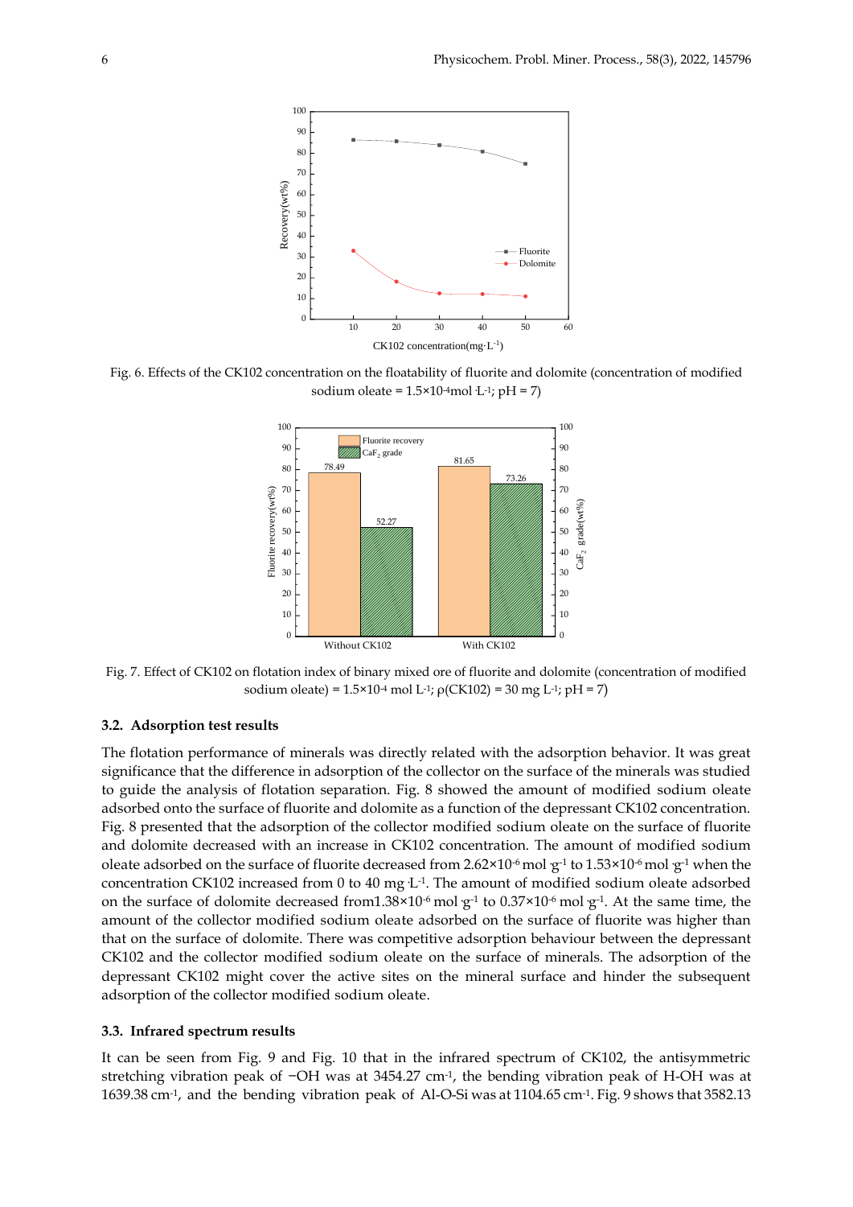Fig. 6. Effects of the CK102 concentration on the floatability of fluorite and dolomite (concentration of modified sodium oleate = $1.5\times10^{-4}$ mol·L$^{-1}$; pH = 7)

Fig. 7. Effect of CK102 on flotation index of binary mixed ore of fluorite and dolomite (concentration of modified sodium oleate) = $1.5\times10^{-4}$ mol L$^{-1}$; ρ(CK102) = 30 mg L$^{-1}$; pH = 7)

### 3.2. Adsorption test results

The flotation performance of minerals was directly related with the adsorption behavior. It was great significance that the difference in adsorption of the collector on the surface of the minerals was studied to guide the analysis of flotation separation. Fig. 8 showed the amount of modified sodium oleate adsorbed onto the surface of fluorite and dolomite as a function of the depressant CK102 concentration. Fig. 8 presented that the adsorption of the collector modified sodium oleate on the surface of fluorite and dolomite decreased with an increase in CK102 concentration. The amount of modified sodium oleate adsorbed on the surface of fluorite decreased from $2.62\times10^{-6}$ mol ·g$^{-1}$ to $1.53\times10^{-6}$ mol ·g$^{-1}$ when the concentration CK102 increased from 0 to 40 mg ·L$^{-1}$. The amount of modified sodium oleate adsorbed on the surface of dolomite decreased from$1.38\times10^{-6}$ mol ·g$^{-1}$ to $0.37\times10^{-6}$ mol ·g$^{-1}$. At the same time, the amount of the collector modified sodium oleate adsorbed on the surface of fluorite was higher than that on the surface of dolomite. There was competitive adsorption behaviour between the depressant CK102 and the collector modified sodium oleate on the surface of minerals. The adsorption of the depressant CK102 might cover the active sites on the mineral surface and hinder the subsequent adsorption of the collector modified sodium oleate.

### 3.3. Infrared spectrum results

It can be seen from Fig. 9 and Fig. 10 that in the infrared spectrum of CK102, the antisymmetric stretching vibration peak of −OH was at 3454.27 cm$^{-1}$, the bending vibration peak of H-OH was at 1639.38 cm$^{-1}$, and the bending vibration peak of Al-O-Si was at 1104.65 cm$^{-1}$. Fig. 9 shows that 3582.13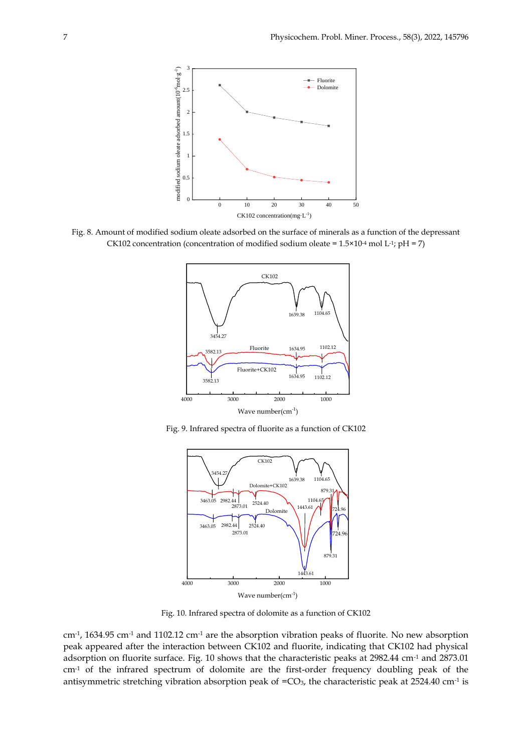Fig. 8. Amount of modified sodium oleate adsorbed on the surface of minerals as a function of the depressant CK102 concentration (concentration of modified sodium oleate = $1.5\times10^{-4}$ mol $L^{-1}$; pH = 7)

Fig. 9. Infrared spectra of fluorite as a function of CK102

Fig. 10. Infrared spectra of dolomite as a function of CK102

$cm^{-1}$, 1634.95 $cm^{-1}$ and 1102.12 $cm^{-1}$ are the absorption vibration peaks of fluorite. No new absorption peak appeared after the interaction between CK102 and fluorite, indicating that CK102 had physical adsorption on fluorite surface. Fig. 10 shows that the characteristic peaks at 2982.44 $cm^{-1}$ and 2873.01 $cm^{-1}$ of the infrared spectrum of dolomite are the first-order frequency doubling peak of the antisymmetric stretching vibration absorption peak of $=CO_3$, the characteristic peak at 2524.40 $cm^{-1}$ is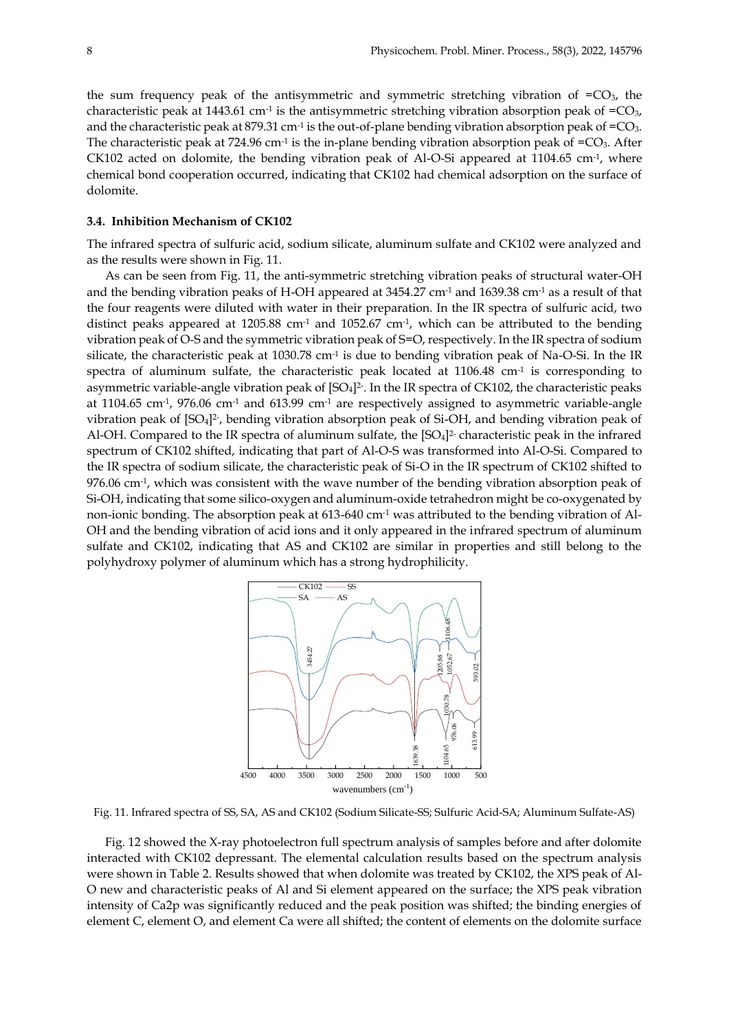the sum frequency peak of the antisymmetric and symmetric stretching vibration of $=CO_3$, the characteristic peak at 1443.61 $cm^{-1}$ is the antisymmetric stretching vibration absorption peak of $=CO_3$, and the characteristic peak at 879.31 $cm^{-1}$ is the out-of-plane bending vibration absorption peak of $=CO_3$. The characteristic peak at 724.96 $cm^{-1}$ is the in-plane bending vibration absorption peak of $=CO_3$. After CK102 acted on dolomite, the bending vibration peak of Al-O-Si appeared at 1104.65 $cm^{-1}$, where chemical bond cooperation occurred, indicating that CK102 had chemical adsorption on the surface of dolomite.

### 3.4. Inhibition Mechanism of CK102

The infrared spectra of sulfuric acid, sodium silicate, aluminum sulfate and CK102 were analyzed and as the results were shown in Fig. 11.

As can be seen from Fig. 11, the anti-symmetric stretching vibration peaks of structural water-OH and the bending vibration peaks of H-OH appeared at 3454.27 $cm^{-1}$ and 1639.38 $cm^{-1}$ as a result of that the four reagents were diluted with water in their preparation. In the IR spectra of sulfuric acid, two distinct peaks appeared at 1205.88 $cm^{-1}$ and 1052.67 $cm^{-1}$, which can be attributed to the bending vibration peak of O-S and the symmetric vibration peak of S=O, respectively. In the IR spectra of sodium silicate, the characteristic peak at 1030.78 $cm^{-1}$ is due to bending vibration peak of Na-O-Si. In the IR spectra of aluminum sulfate, the characteristic peak located at 1106.48 $cm^{-1}$ is corresponding to asymmetric variable-angle vibration peak of $[SO_4]^{2-}$. In the IR spectra of CK102, the characteristic peaks at 1104.65 $cm^{-1}$, 976.06 $cm^{-1}$ and 613.99 $cm^{-1}$ are respectively assigned to asymmetric variable-angle vibration peak of $[SO_4]^{2-}$, bending vibration absorption peak of Si-OH, and bending vibration peak of Al-OH. Compared to the IR spectra of aluminum sulfate, the $[SO_4]^{2-}$ characteristic peak in the infrared spectrum of CK102 shifted, indicating that part of Al-O-S was transformed into Al-O-Si. Compared to the IR spectra of sodium silicate, the characteristic peak of Si-O in the IR spectrum of CK102 shifted to 976.06 $cm^{-1}$, which was consistent with the wave number of the bending vibration absorption peak of Si-OH, indicating that some silico-oxygen and aluminum-oxide tetrahedron might be co-oxygenated by non-ionic bonding. The absorption peak at 613-640 $cm^{-1}$ was attributed to the bending vibration of Al-OH and the bending vibration of acid ions and it only appeared in the infrared spectrum of aluminum sulfate and CK102, indicating that AS and CK102 are similar in properties and still belong to the polyhydroxy polymer of aluminum which has a strong hydrophilicity.

Fig. 11. Infrared spectra of SS, SA, AS and CK102 (Sodium Silicate-SS; Sulfuric Acid-SA; Aluminum Sulfate-AS)

Fig. 12 showed the X-ray photoelectron full spectrum analysis of samples before and after dolomite interacted with CK102 depressant. The elemental calculation results based on the spectrum analysis were shown in Table 2. Results showed that when dolomite was treated by CK102, the XPS peak of Al-O new and characteristic peaks of Al and Si element appeared on the surface; the XPS peak vibration intensity of Ca2p was significantly reduced and the peak position was shifted; the binding energies of element C, element O, and element Ca were all shifted; the content of elements on the dolomite surface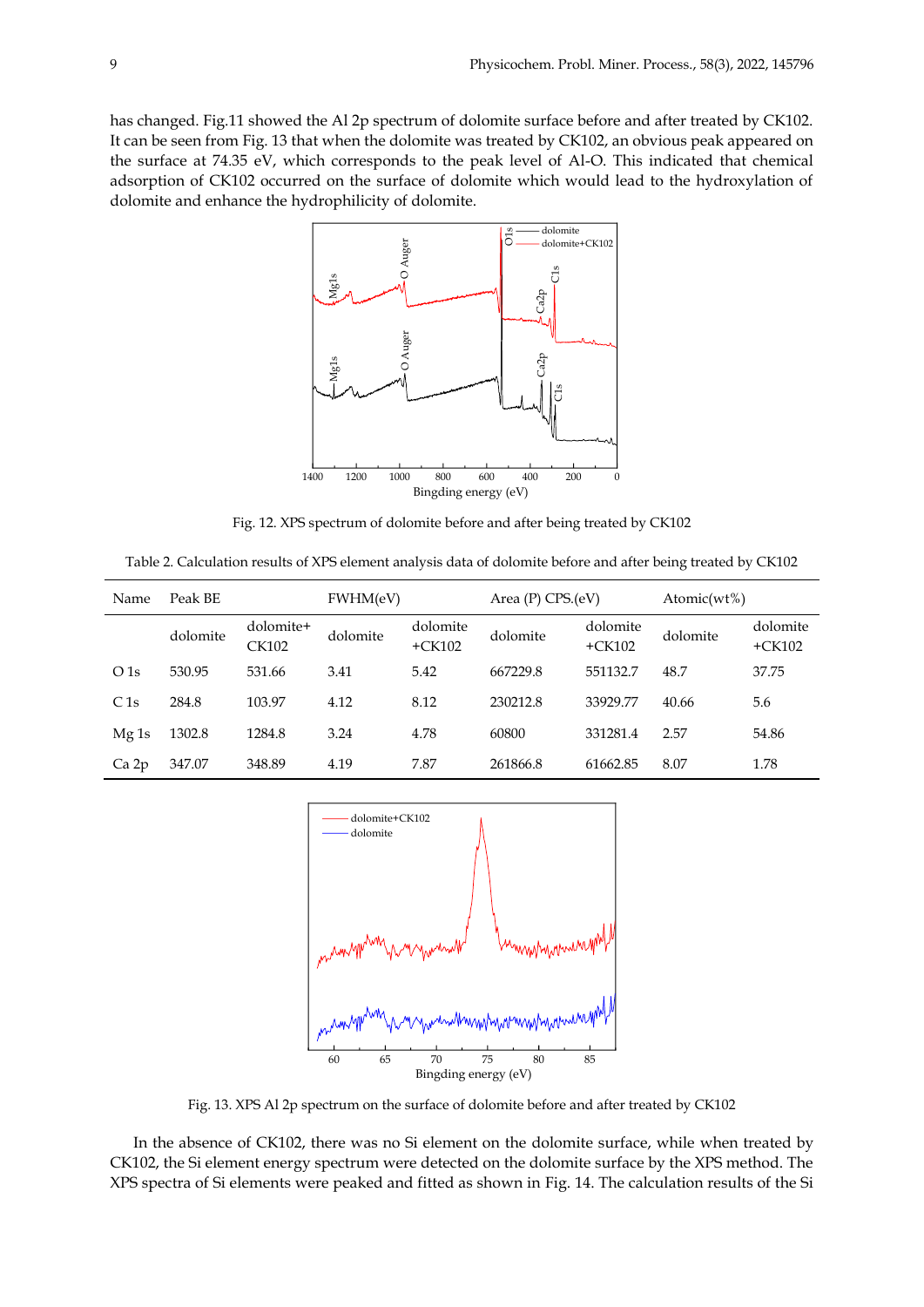has changed. Fig.11 showed the Al 2p spectrum of dolomite surface before and after treated by CK102. It can be seen from Fig. 13 that when the dolomite was treated by CK102, an obvious peak appeared on the surface at 74.35 eV, which corresponds to the peak level of Al-O. This indicated that chemical adsorption of CK102 occurred on the surface of dolomite which would lead to the hydroxylation of dolomite and enhance the hydrophilicity of dolomite.

Fig. 12. XPS spectrum of dolomite before and after being treated by CK102

Table 2. Calculation results of XPS element analysis data of dolomite before and after being treated by CK102

| Name | Peak BE | | FWHM(eV) | | Area (P) CPS.(eV) | | Atomic(wt%) | |
|---|---|---|---|---|---|---|---|---|
| | dolomite | dolomite+ CK102 | dolomite | dolomite +CK102 | dolomite | dolomite +CK102 | dolomite | dolomite +CK102 |
| O 1s | 530.95 | 531.66 | 3.41 | 5.42 | 667229.8 | 551132.7 | 48.7 | 37.75 |
| C 1s | 284.8 | 103.97 | 4.12 | 8.12 | 230212.8 | 33929.77 | 40.66 | 5.6 |
| Mg 1s | 1302.8 | 1284.8 | 3.24 | 4.78 | 60800 | 331281.4 | 2.57 | 54.86 |
| Ca 2p | 347.07 | 348.89 | 4.19 | 7.87 | 261866.8 | 61662.85 | 8.07 | 1.78 |

Fig. 13. XPS Al 2p spectrum on the surface of dolomite before and after treated by CK102

In the absence of CK102, there was no Si element on the dolomite surface, while when treated by CK102, the Si element energy spectrum were detected on the dolomite surface by the XPS method. The XPS spectra of Si elements were peaked and fitted as shown in Fig. 14. The calculation results of the Si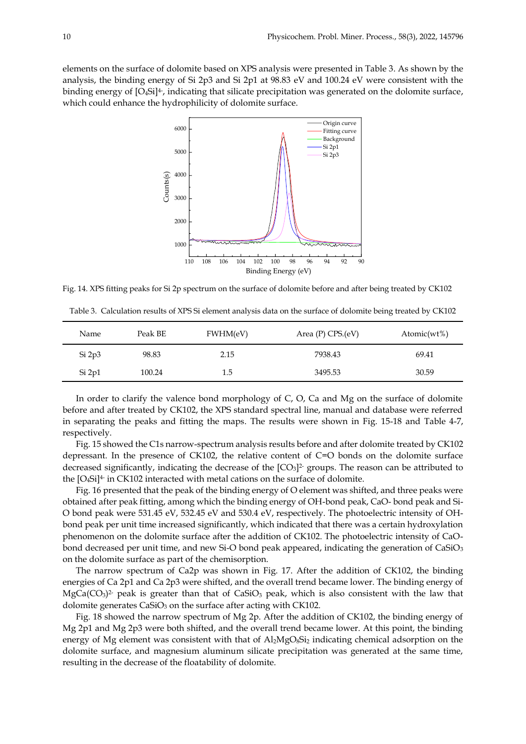elements on the surface of dolomite based on XPS analysis were presented in Table 3. As shown by the analysis, the binding energy of Si 2p3 and Si 2p1 at 98.83 eV and 100.24 eV were consistent with the binding energy of $[O_4Si]^{4-}$, indicating that silicate precipitation was generated on the dolomite surface, which could enhance the hydrophilicity of dolomite surface.

Fig. 14. XPS fitting peaks for Si 2p spectrum on the surface of dolomite before and after being treated by CK102

Table 3. Calculation results of XPS Si element analysis data on the surface of dolomite being treated by CK102

| Name | Peak BE | FWHM(eV) | Area (P) CPS.(eV) | Atomic(wt%) |
|---|---|---|---|---|
| Si 2p3 | 98.83 | 2.15 | 7938.43 | 69.41 |
| Si 2p1 | 100.24 | 1.5 | 3495.53 | 30.59 |

In order to clarify the valence bond morphology of C, O, Ca and Mg on the surface of dolomite before and after treated by CK102, the XPS standard spectral line, manual and database were referred in separating the peaks and fitting the maps. The results were shown in Fig. 15-18 and Table 4-7, respectively.

Fig. 15 showed the C1s narrow-spectrum analysis results before and after dolomite treated by CK102 depressant. In the presence of CK102, the relative content of C=O bonds on the dolomite surface decreased significantly, indicating the decrease of the $[CO_3]^{2-}$ groups. The reason can be attributed to the $[O_4Si]^{4-}$ in CK102 interacted with metal cations on the surface of dolomite.

Fig. 16 presented that the peak of the binding energy of O element was shifted, and three peaks were obtained after peak fitting, among which the binding energy of OH-bond peak, CaO- bond peak and Si-O bond peak were 531.45 eV, 532.45 eV and 530.4 eV, respectively. The photoelectric intensity of OH-bond peak per unit time increased significantly, which indicated that there was a certain hydroxylation phenomenon on the dolomite surface after the addition of CK102. The photoelectric intensity of CaO-bond decreased per unit time, and new Si-O bond peak appeared, indicating the generation of $CaSiO_3$ on the dolomite surface as part of the chemisorption.

The narrow spectrum of Ca2p was shown in Fig. 17. After the addition of CK102, the binding energies of Ca 2p1 and Ca 2p3 were shifted, and the overall trend became lower. The binding energy of $MgCa(CO_3)^{2-}$ peak is greater than that of $CaSiO_3$ peak, which is also consistent with the law that dolomite generates $CaSiO_3$ on the surface after acting with CK102.

Fig. 18 showed the narrow spectrum of Mg 2p. After the addition of CK102, the binding energy of Mg 2p1 and Mg 2p3 were both shifted, and the overall trend became lower. At this point, the binding energy of Mg element was consistent with that of $Al_2MgO_8Si_2$ indicating chemical adsorption on the dolomite surface, and magnesium aluminum silicate precipitation was generated at the same time, resulting in the decrease of the floatability of dolomite.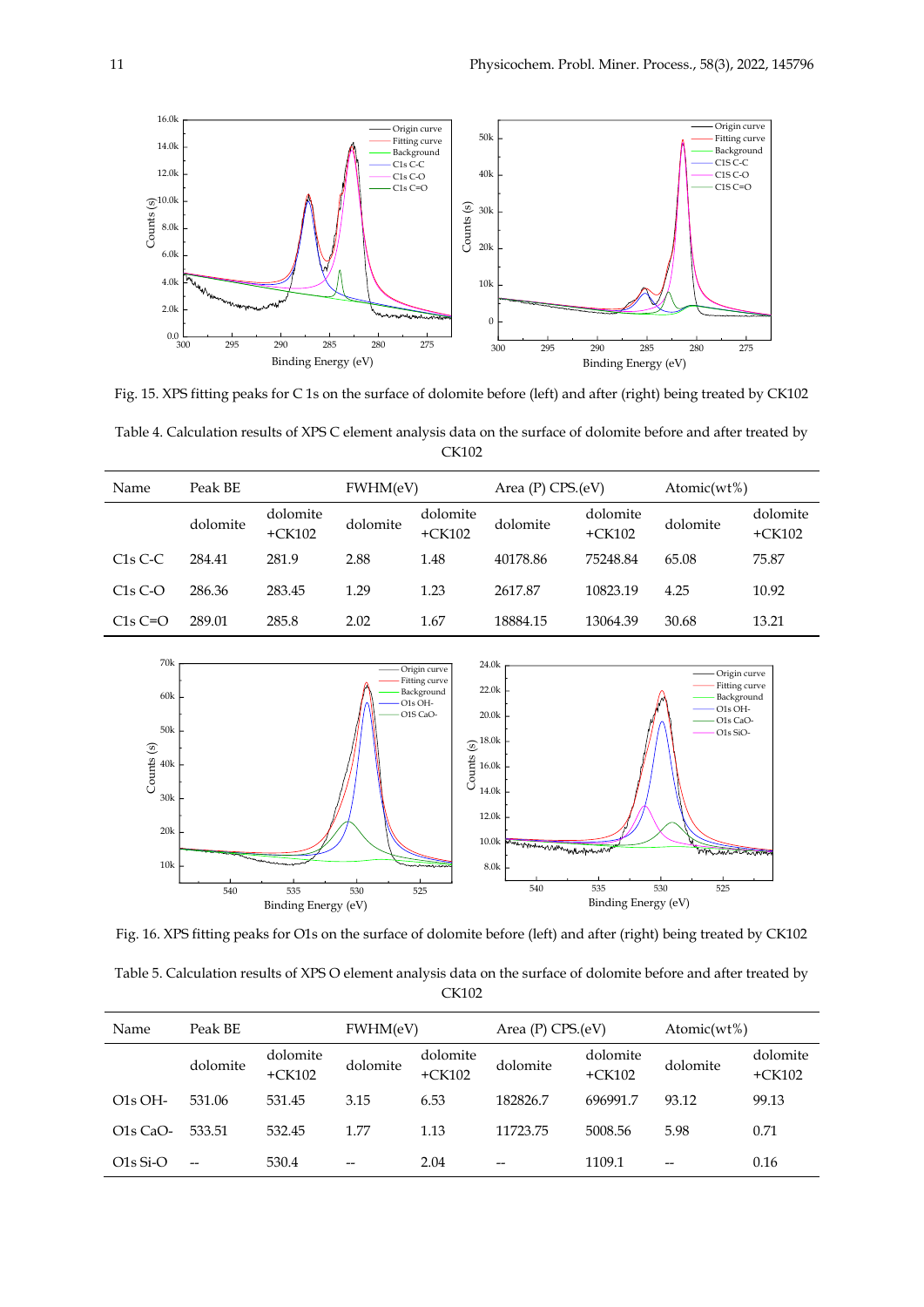Fig. 15. XPS fitting peaks for C 1s on the surface of dolomite before (left) and after (right) being treated by CK102

Table 4. Calculation results of XPS C element analysis data on the surface of dolomite before and after treated by CK102

| Name | Peak BE | | FWHM(eV) | | Area (P) CPS.(eV) | | Atomic(wt%) | |
|---|---|---|---|---|---|---|---|---|
| | dolomite | dolomite +CK102 | dolomite | dolomite +CK102 | dolomite | dolomite +CK102 | dolomite | dolomite +CK102 |
| C1s C-C | 284.41 | 281.9 | 2.88 | 1.48 | 40178.86 | 75248.84 | 65.08 | 75.87 |
| C1s C-O | 286.36 | 283.45 | 1.29 | 1.23 | 2617.87 | 10823.19 | 4.25 | 10.92 |
| C1s C=O | 289.01 | 285.8 | 2.02 | 1.67 | 18884.15 | 13064.39 | 30.68 | 13.21 |

Fig. 16. XPS fitting peaks for O1s on the surface of dolomite before (left) and after (right) being treated by CK102

Table 5. Calculation results of XPS O element analysis data on the surface of dolomite before and after treated by CK102

| Name | Peak BE | | FWHM(eV) | | Area (P) CPS.(eV) | | Atomic(wt%) | |
|---|---|---|---|---|---|---|---|---|
| | dolomite | dolomite +CK102 | dolomite | dolomite +CK102 | dolomite | dolomite +CK102 | dolomite | dolomite +CK102 |
| O1s OH- | 531.06 | 531.45 | 3.15 | 6.53 | 182826.7 | 696991.7 | 93.12 | 99.13 |
| O1s CaO- | 533.51 | 532.45 | 1.77 | 1.13 | 11723.75 | 5008.56 | 5.98 | 0.71 |
| O1s Si-O | -- | 530.4 | -- | 2.04 | -- | 1109.1 | -- | 0.16 |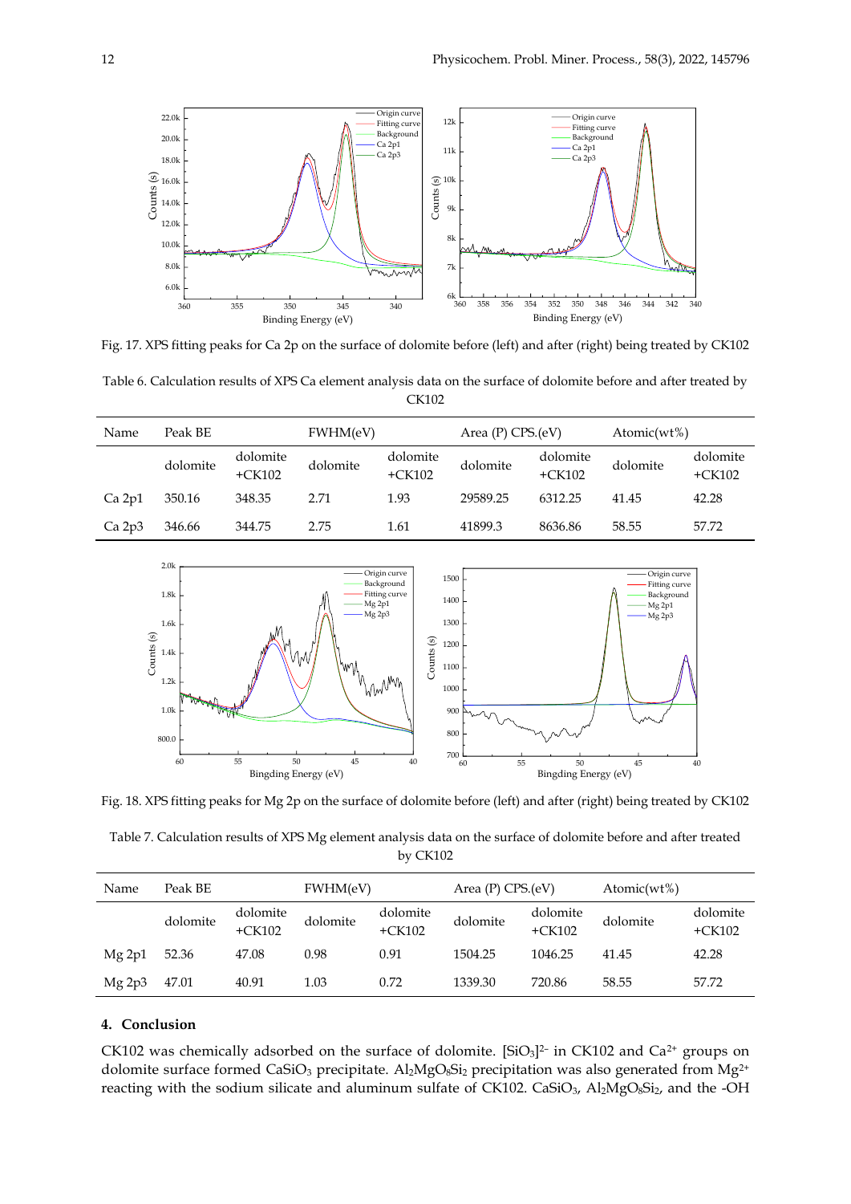Fig. 17. XPS fitting peaks for Ca 2p on the surface of dolomite before (left) and after (right) being treated by CK102

Table 6. Calculation results of XPS Ca element analysis data on the surface of dolomite before and after treated by CK102

| Name | Peak BE | | FWHM(eV) | | Area (P) CPS.(eV) | | Atomic(wt%) | |
|---|---|---|---|---|---|---|---|---|
| | dolomite | dolomite +CK102 | dolomite | dolomite +CK102 | dolomite | dolomite +CK102 | dolomite | dolomite +CK102 |
| Ca 2p1 | 350.16 | 348.35 | 2.71 | 1.93 | 29589.25 | 6312.25 | 41.45 | 42.28 |
| Ca 2p3 | 346.66 | 344.75 | 2.75 | 1.61 | 41899.3 | 8636.86 | 58.55 | 57.72 |

Fig. 18. XPS fitting peaks for Mg 2p on the surface of dolomite before (left) and after (right) being treated by CK102

Table 7. Calculation results of XPS Mg element analysis data on the surface of dolomite before and after treated by CK102

| Name | Peak BE | | FWHM(eV) | | Area (P) CPS.(eV) | | Atomic(wt%) | |
|---|---|---|---|---|---|---|---|---|
| | dolomite | dolomite +CK102 | dolomite | dolomite +CK102 | dolomite | dolomite +CK102 | dolomite | dolomite +CK102 |
| Mg 2p1 | 52.36 | 47.08 | 0.98 | 0.91 | 1504.25 | 1046.25 | 41.45 | 42.28 |
| Mg 2p3 | 47.01 | 40.91 | 1.03 | 0.72 | 1339.30 | 720.86 | 58.55 | 57.72 |

## 4. Conclusion

CK102 was chemically adsorbed on the surface of dolomite. $[SiO_3]^{2-}$ in CK102 and $Ca^{2+}$ groups on dolomite surface formed $CaSiO_3$ precipitate. $Al_2MgO_8Si_2$ precipitation was also generated from $Mg^{2+}$ reacting with the sodium silicate and aluminum sulfate of CK102. $CaSiO_3$, $Al_2MgO_8Si_2$, and the -OH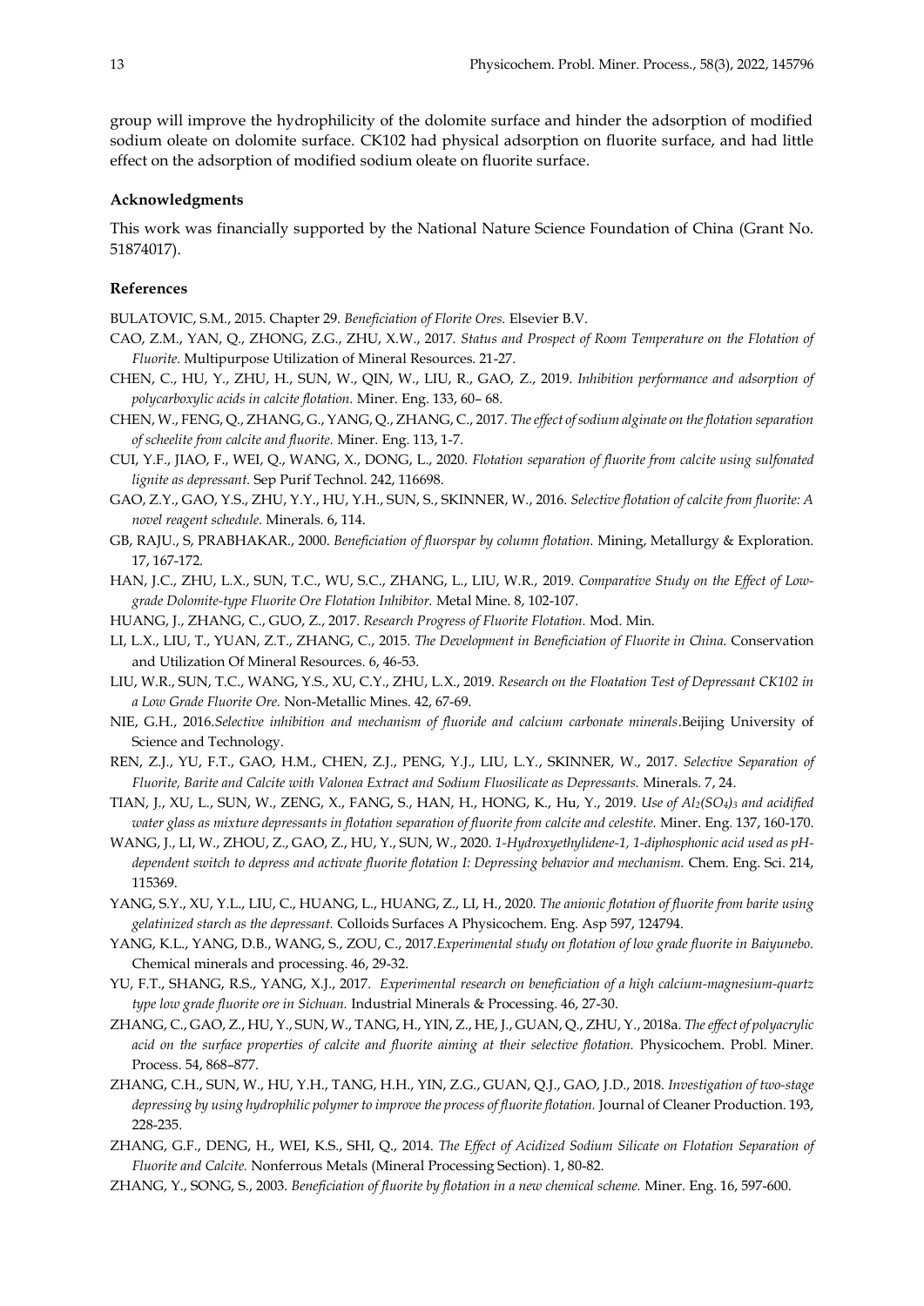group will improve the hydrophilicity of the dolomite surface and hinder the adsorption of modified sodium oleate on dolomite surface. CK102 had physical adsorption on fluorite surface, and had little effect on the adsorption of modified sodium oleate on fluorite surface.

### Acknowledgments

This work was financially supported by the National Nature Science Foundation of China (Grant No. 51874017).

### References

BULATOVIC, S.M., 2015. Chapter 29. *Beneficiation of Florite Ores.* Elsevier B.V.

CAO, Z.M., YAN, Q., ZHONG, Z.G., ZHU, X.W., 2017. *Status and Prospect of Room Temperature on the Flotation of Fluorite.* Multipurpose Utilization of Mineral Resources. 21-27.

CHEN, C., HU, Y., ZHU, H., SUN, W., QIN, W., LIU, R., GAO, Z., 2019. *Inhibition performance and adsorption of polycarboxylic acids in calcite flotation.* Miner. Eng. 133, 60– 68.

CHEN, W., FENG, Q., ZHANG, G., YANG, Q., ZHANG, C., 2017. *The effect of sodium alginate on the flotation separation of scheelite from calcite and fluorite.* Miner. Eng. 113, 1-7.

CUI, Y.F., JIAO, F., WEI, Q., WANG, X., DONG, L., 2020. *Flotation separation of fluorite from calcite using sulfonated lignite as depressant.* Sep Purif Technol. 242, 116698.

GAO, Z.Y., GAO, Y.S., ZHU, Y.Y., HU, Y.H., SUN, S., SKINNER, W., 2016. *Selective flotation of calcite from fluorite: A novel reagent schedule.* Minerals. 6, 114.

GB, RAJU., S, PRABHAKAR., 2000. *Beneficiation of fluorspar by column flotation.* Mining, Metallurgy & Exploration. 17, 167-172.

HAN, J.C., ZHU, L.X., SUN, T.C., WU, S.C., ZHANG, L., LIU, W.R., 2019. *Comparative Study on the Effect of Low-grade Dolomite-type Fluorite Ore Flotation Inhibitor.* Metal Mine. 8, 102-107.

HUANG, J., ZHANG, C., GUO, Z., 2017. *Research Progress of Fluorite Flotation.* Mod. Min.

LI, L.X., LIU, T., YUAN, Z.T., ZHANG, C., 2015. *The Development in Beneficiation of Fluorite in China.* Conservation and Utilization Of Mineral Resources. 6, 46-53.

LIU, W.R., SUN, T.C., WANG, Y.S., XU, C.Y., ZHU, L.X., 2019. *Research on the Floatation Test of Depressant CK102 in a Low Grade Fluorite Ore.* Non-Metallic Mines. 42, 67-69.

NIE, G.H., 2016.*Selective inhibition and mechanism of fluoride and calcium carbonate minerals*.Beijing University of Science and Technology.

REN, Z.J., YU, F.T., GAO, H.M., CHEN, Z.J., PENG, Y.J., LIU, L.Y., SKINNER, W., 2017. *Selective Separation of Fluorite, Barite and Calcite with Valonea Extract and Sodium Fluosilicate as Depressants.* Minerals. 7, 24.

TIAN, J., XU, L., SUN, W., ZENG, X., FANG, S., HAN, H., HONG, K., Hu, Y., 2019. *Use of $Al_2(SO_4)_3$ and acidified water glass as mixture depressants in flotation separation of fluorite from calcite and celestite.* Miner. Eng. 137, 160-170.

WANG, J., LI, W., ZHOU, Z., GAO, Z., HU, Y., SUN, W., 2020. *1-Hydroxyethylidene-1, 1-diphosphonic acid used as pH-dependent switch to depress and activate fluorite flotation I: Depressing behavior and mechanism.* Chem. Eng. Sci. 214, 115369.

YANG, S.Y., XU, Y.L., LIU, C., HUANG, L., HUANG, Z., LI, H., 2020. *The anionic flotation of fluorite from barite using gelatinized starch as the depressant.* Colloids Surfaces A Physicochem. Eng. Asp 597, 124794.

YANG, K.L., YANG, D.B., WANG, S., ZOU, C., 2017.*Experimental study on flotation of low grade fluorite in Baiyunebo.* Chemical minerals and processing. 46, 29-32.

YU, F.T., SHANG, R.S., YANG, X.J., 2017. *Experimental research on beneficiation of a high calcium-magnesium-quartz type low grade fluorite ore in Sichuan.* Industrial Minerals & Processing. 46, 27-30.

ZHANG, C., GAO, Z., HU, Y., SUN, W., TANG, H., YIN, Z., HE, J., GUAN, Q., ZHU, Y., 2018a. *The effect of polyacrylic acid on the surface properties of calcite and fluorite aiming at their selective flotation.* Physicochem. Probl. Miner. Process. 54, 868–877.

ZHANG, C.H., SUN, W., HU, Y.H., TANG, H.H., YIN, Z.G., GUAN, Q.J., GAO, J.D., 2018. *Investigation of two-stage depressing by using hydrophilic polymer to improve the process of fluorite flotation.* Journal of Cleaner Production. 193, 228-235.

ZHANG, G.F., DENG, H., WEI, K.S., SHI, Q., 2014. *The Effect of Acidized Sodium Silicate on Flotation Separation of Fluorite and Calcite.* Nonferrous Metals (Mineral Processing Section). 1, 80-82.

ZHANG, Y., SONG, S., 2003. *Beneficiation of fluorite by flotation in a new chemical scheme.* Miner. Eng. 16, 597-600.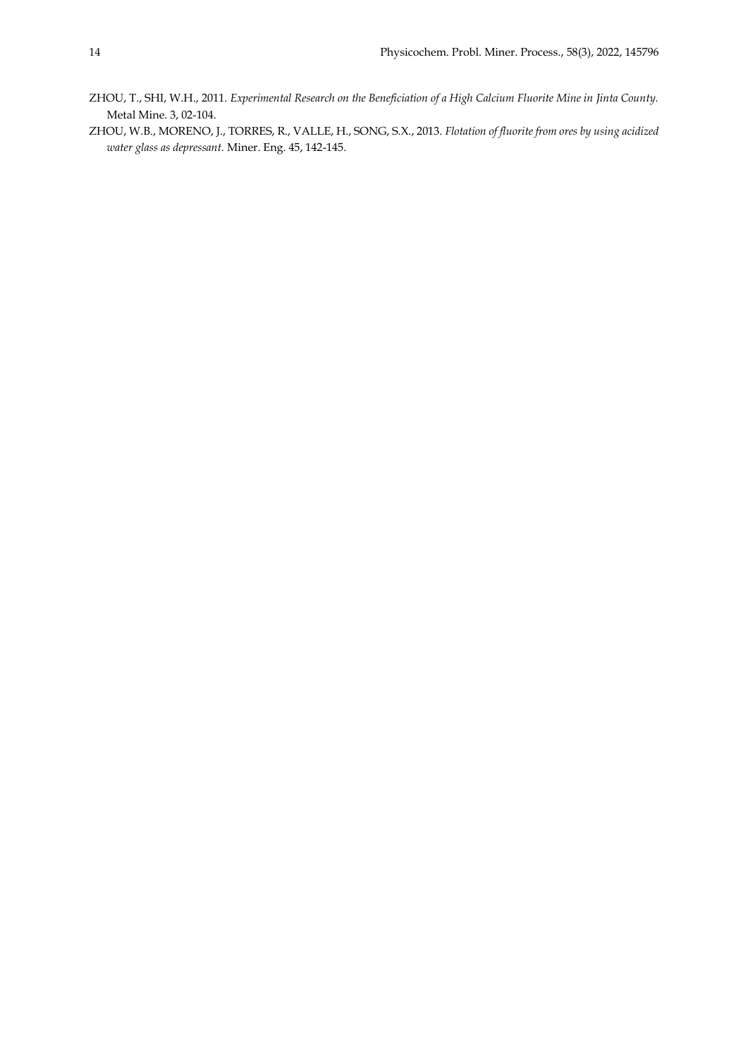ZHOU, T., SHI, W.H., 2011. *Experimental Research on the Beneficiation of a High Calcium Fluorite Mine in Jinta County.* Metal Mine. 3, 02-104.

ZHOU, W.B., MORENO, J., TORRES, R., VALLE, H., SONG, S.X., 2013. *Flotation of fluorite from ores by using acidized water glass as depressant.* Miner. Eng. 45, 142-145.